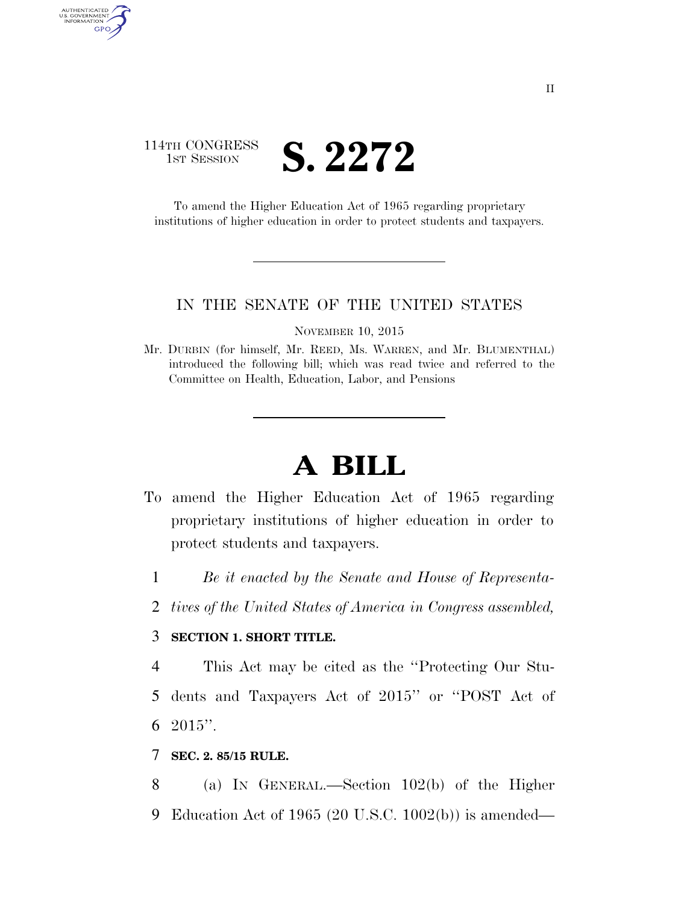114TH CONGRESS
1ST SESSION

# S. 2272

To amend the Higher Education Act of 1965 regarding proprietary institutions of higher education in order to protect students and taxpayers.

IN THE SENATE OF THE UNITED STATES

NOVEMBER 10, 2015

Mr. DURBIN (for himself, Mr. REED, Ms. WARREN, and Mr. BLUMENTHAL) introduced the following bill; which was read twice and referred to the Committee on Health, Education, Labor, and Pensions

# A BILL

To amend the Higher Education Act of 1965 regarding proprietary institutions of higher education in order to protect students and taxpayers.

1 *Be it enacted by the Senate and House of Representa-*
2 *tives of the United States of America in Congress assembled,*

3 **SECTION 1. SHORT TITLE.**

4 This Act may be cited as the "Protecting Our Stu-
5 dents and Taxpayers Act of 2015" or "POST Act of
6 2015".

7 **SEC. 2. 85/15 RULE.**

8 (a) IN GENERAL.—Section 102(b) of the Higher
9 Education Act of 1965 (20 U.S.C. 1002(b)) is amended—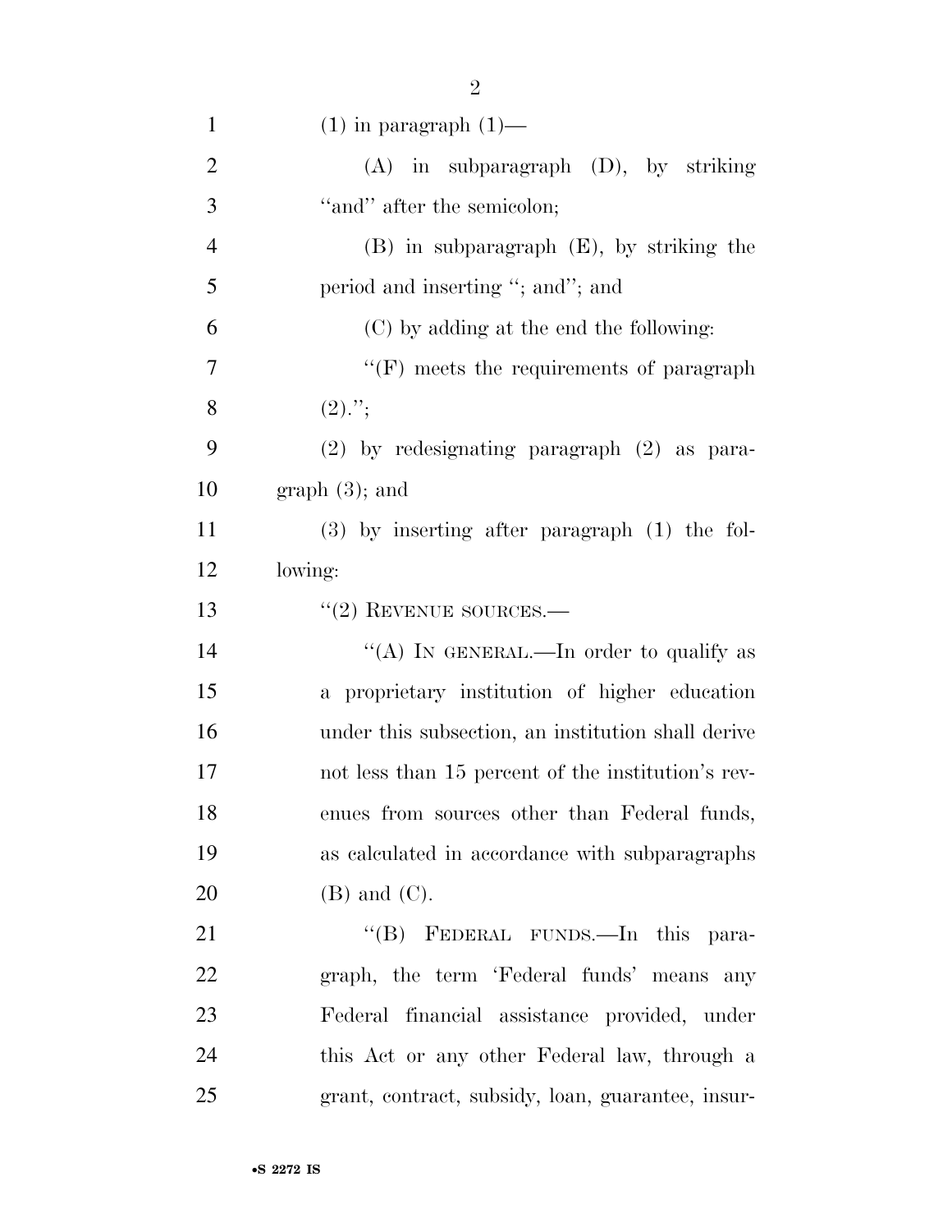(1) in paragraph (1)—

(A) in subparagraph (D), by striking "and" after the semicolon;

(B) in subparagraph (E), by striking the period and inserting "; and"; and

(C) by adding at the end the following:

"(F) meets the requirements of paragraph (2).";

(2) by redesignating paragraph (2) as paragraph (3); and

(3) by inserting after paragraph (1) the following:

"(2) REVENUE SOURCES.—

"(A) IN GENERAL.—In order to qualify as a proprietary institution of higher education under this subsection, an institution shall derive not less than 15 percent of the institution's revenues from sources other than Federal funds, as calculated in accordance with subparagraphs (B) and (C).

"(B) FEDERAL FUNDS.—In this paragraph, the term 'Federal funds' means any Federal financial assistance provided, under this Act or any other Federal law, through a grant, contract, subsidy, loan, guarantee, insur-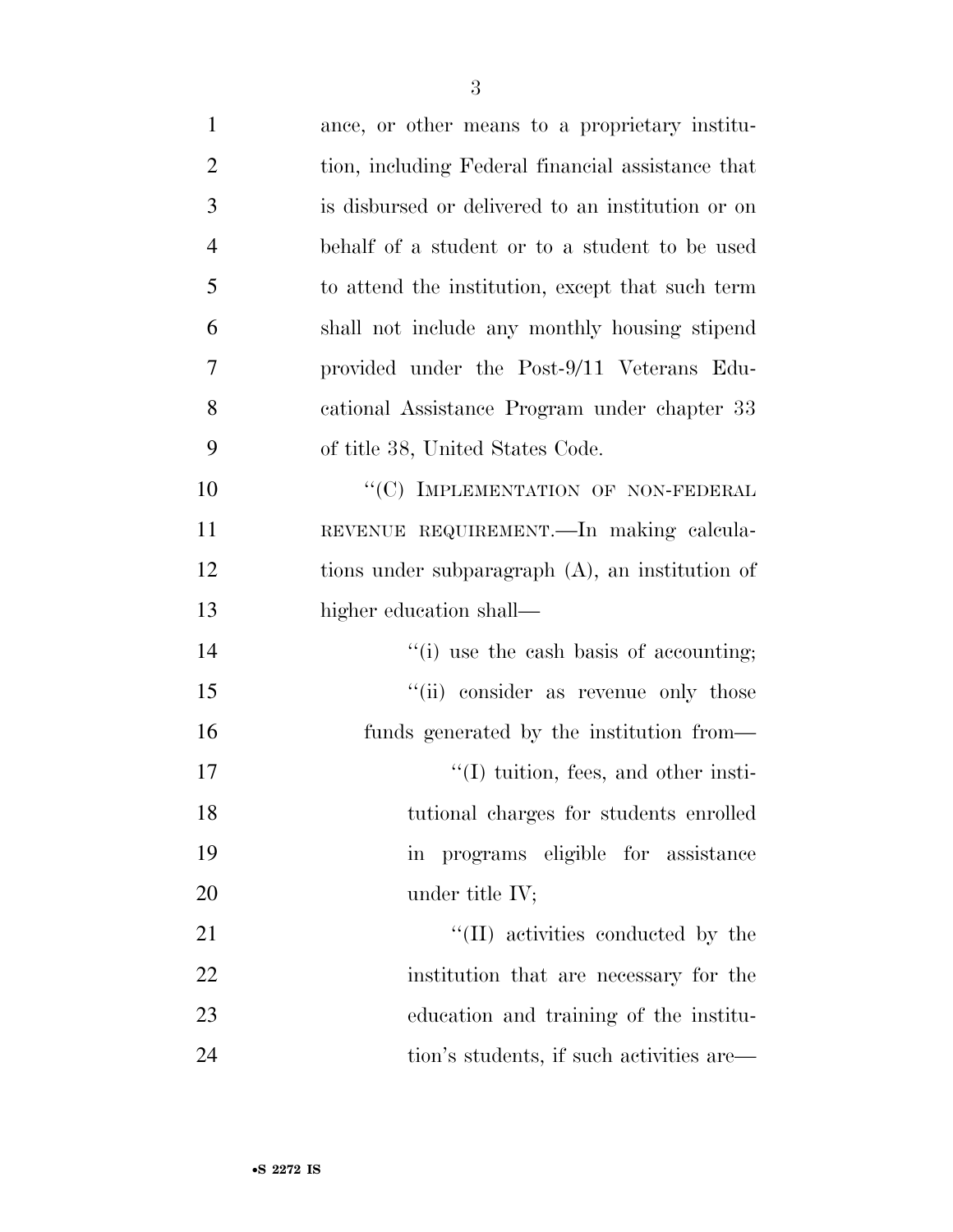ance, or other means to a proprietary institution, including Federal financial assistance that is disbursed or delivered to an institution or on behalf of a student or to a student to be used to attend the institution, except that such term shall not include any monthly housing stipend provided under the Post-9/11 Veterans Educational Assistance Program under chapter 33 of title 38, United States Code.

"(C) IMPLEMENTATION OF NON-FEDERAL REVENUE REQUIREMENT.—In making calculations under subparagraph (A), an institution of higher education shall—

"(i) use the cash basis of accounting;

"(ii) consider as revenue only those funds generated by the institution from—

"(I) tuition, fees, and other institutional charges for students enrolled in programs eligible for assistance under title IV;

"(II) activities conducted by the institution that are necessary for the education and training of the institution's students, if such activities are—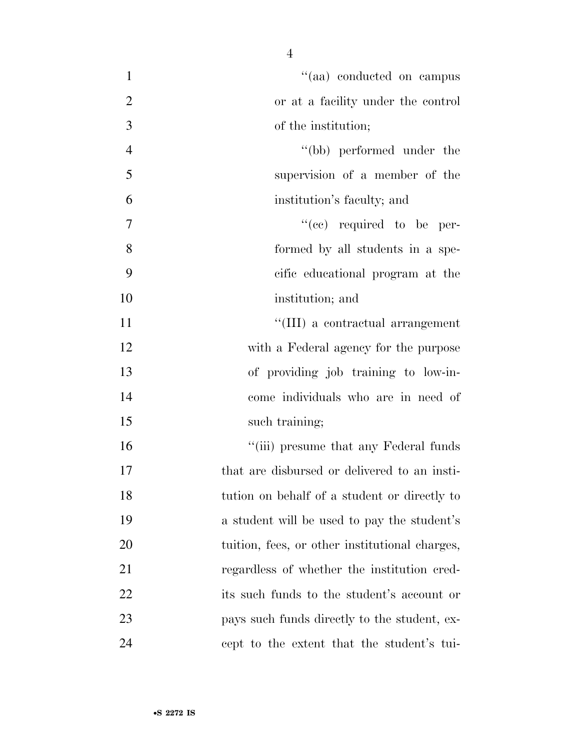''(aa) conducted on campus or at a facility under the control of the institution;

''(bb) performed under the supervision of a member of the institution's faculty; and

''(cc) required to be performed by all students in a specific educational program at the institution; and

''(III) a contractual arrangement with a Federal agency for the purpose of providing job training to low-income individuals who are in need of such training;

''(iii) presume that any Federal funds that are disbursed or delivered to an institution on behalf of a student or directly to a student will be used to pay the student's tuition, fees, or other institutional charges, regardless of whether the institution credits such funds to the student's account or pays such funds directly to the student, except to the extent that the student's tui-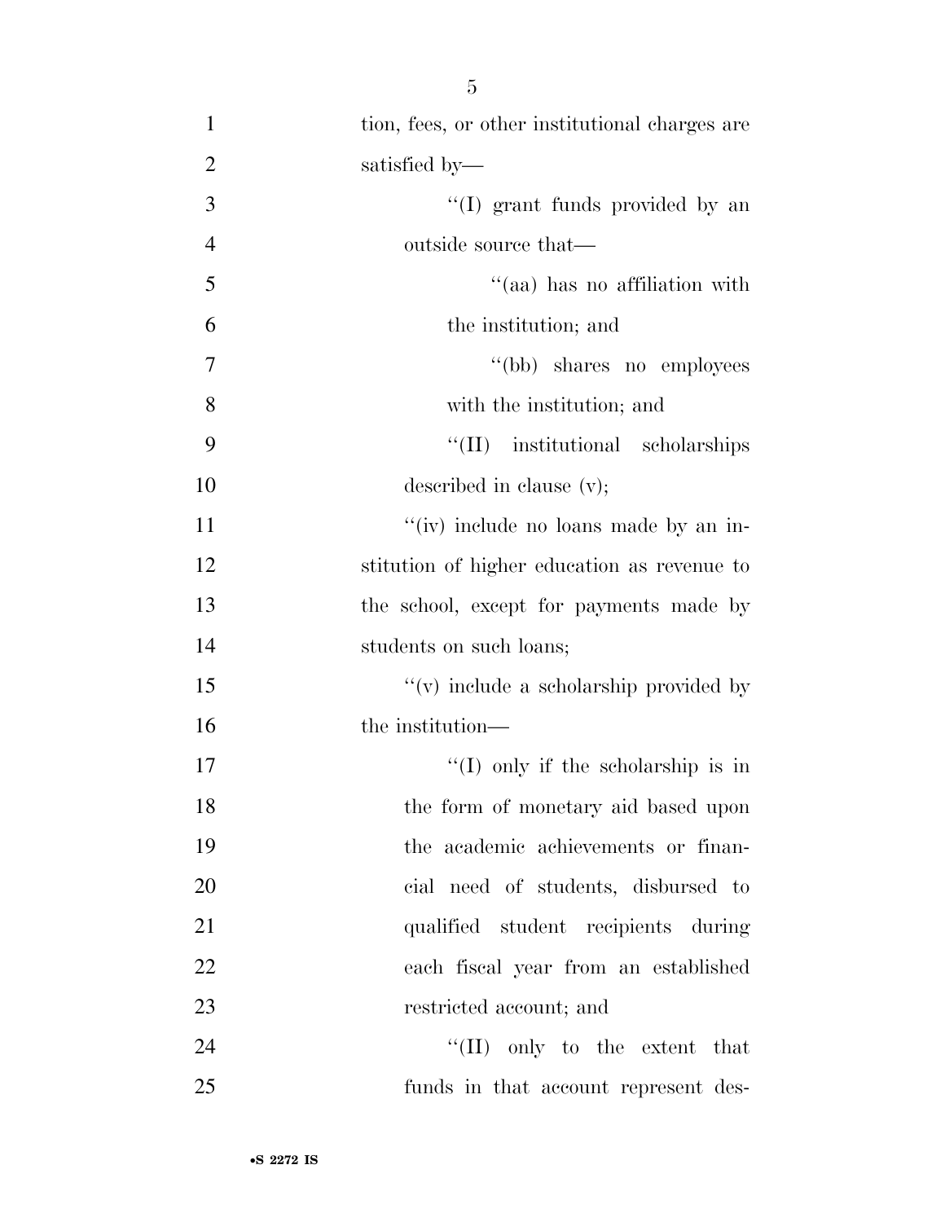tion, fees, or other institutional charges are satisfied by—

''(I) grant funds provided by an outside source that—

''(aa) has no affiliation with the institution; and

''(bb) shares no employees with the institution; and

''(II) institutional scholarships described in clause (v);

''(iv) include no loans made by an institution of higher education as revenue to the school, except for payments made by students on such loans;

''(v) include a scholarship provided by the institution—

''(I) only if the scholarship is in the form of monetary aid based upon the academic achievements or financial need of students, disbursed to qualified student recipients during each fiscal year from an established restricted account; and

''(II) only to the extent that funds in that account represent des-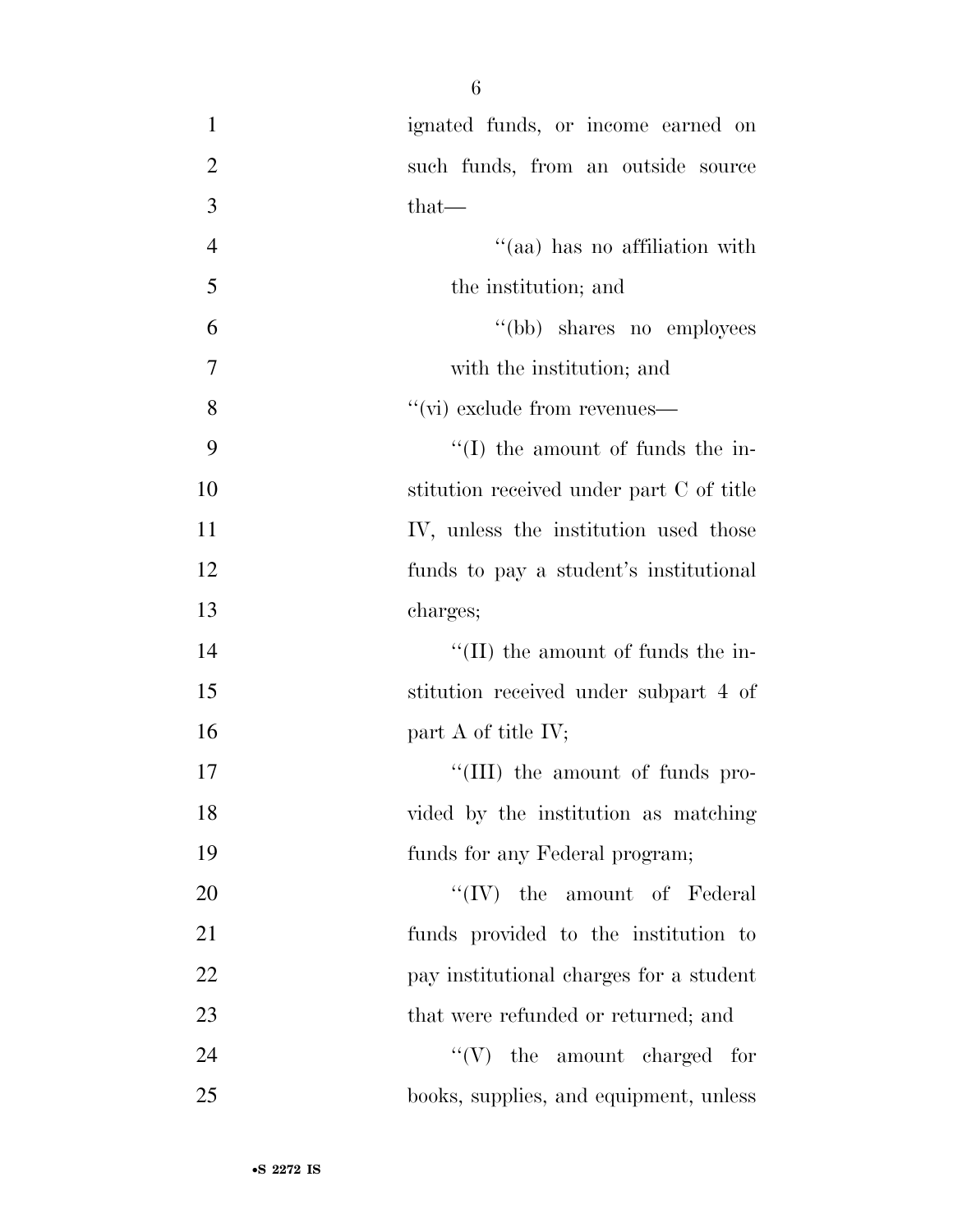ignated funds, or income earned on such funds, from an outside source that—

''(aa) has no affiliation with the institution; and

''(bb) shares no employees with the institution; and

''(vi) exclude from revenues—

''(I) the amount of funds the institution received under part C of title IV, unless the institution used those funds to pay a student's institutional charges;

''(II) the amount of funds the institution received under subpart 4 of part A of title IV;

''(III) the amount of funds provided by the institution as matching funds for any Federal program;

''(IV) the amount of Federal funds provided to the institution to pay institutional charges for a student that were refunded or returned; and

''(V) the amount charged for books, supplies, and equipment, unless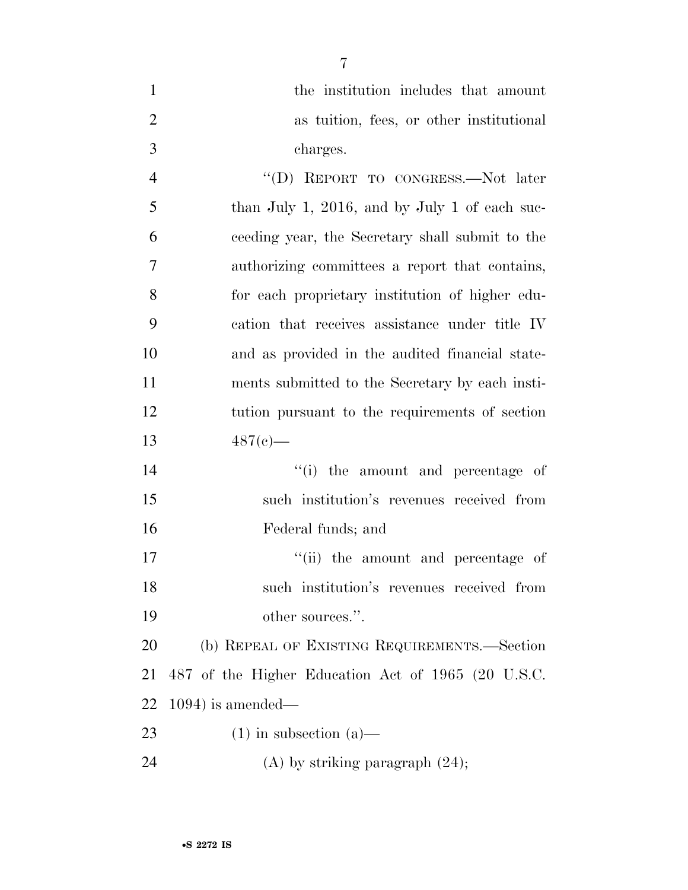the institution includes that amount as tuition, fees, or other institutional charges.

"(D) REPORT TO CONGRESS.—Not later than July 1, 2016, and by July 1 of each succeeding year, the Secretary shall submit to the authorizing committees a report that contains, for each proprietary institution of higher education that receives assistance under title IV and as provided in the audited financial statements submitted to the Secretary by each institution pursuant to the requirements of section 487(c)—

"(i) the amount and percentage of such institution's revenues received from Federal funds; and

"(ii) the amount and percentage of such institution's revenues received from other sources.".

(b) REPEAL OF EXISTING REQUIREMENTS.—Section 487 of the Higher Education Act of 1965 (20 U.S.C. 1094) is amended—

(1) in subsection (a)—

(A) by striking paragraph (24);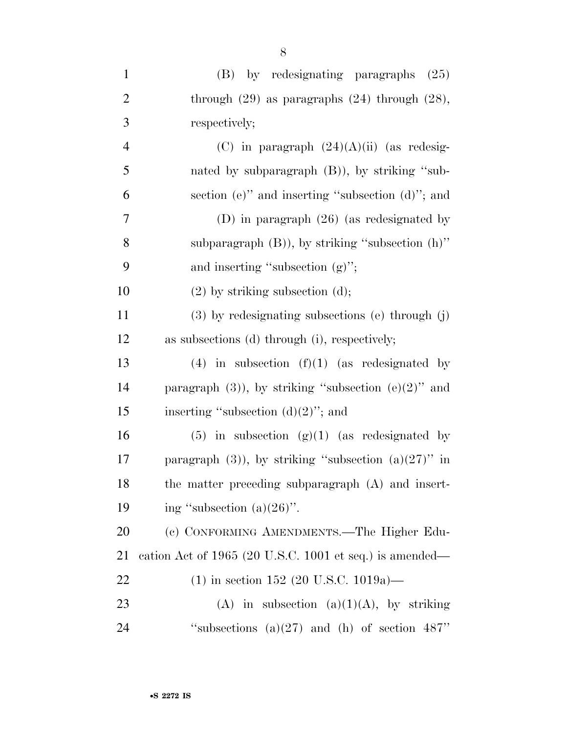(B) by redesignating paragraphs (25) through (29) as paragraphs (24) through (28), respectively;

(C) in paragraph (24)(A)(ii) (as redesignated by subparagraph (B)), by striking "subsection (e)" and inserting "subsection (d)"; and

(D) in paragraph (26) (as redesignated by subparagraph (B)), by striking "subsection (h)" and inserting "subsection (g)";

(2) by striking subsection (d);

(3) by redesignating subsections (e) through (j) as subsections (d) through (i), respectively;

(4) in subsection (f)(1) (as redesignated by paragraph (3)), by striking "subsection (e)(2)" and inserting "subsection (d)(2)"; and

(5) in subsection (g)(1) (as redesignated by paragraph (3)), by striking "subsection (a)(27)" in the matter preceding subparagraph (A) and inserting "subsection (a)(26)".

(c) CONFORMING AMENDMENTS.—The Higher Education Act of 1965 (20 U.S.C. 1001 et seq.) is amended—

(1) in section 152 (20 U.S.C. 1019a)—

(A) in subsection (a)(1)(A), by striking "subsections (a)(27) and (h) of section 487"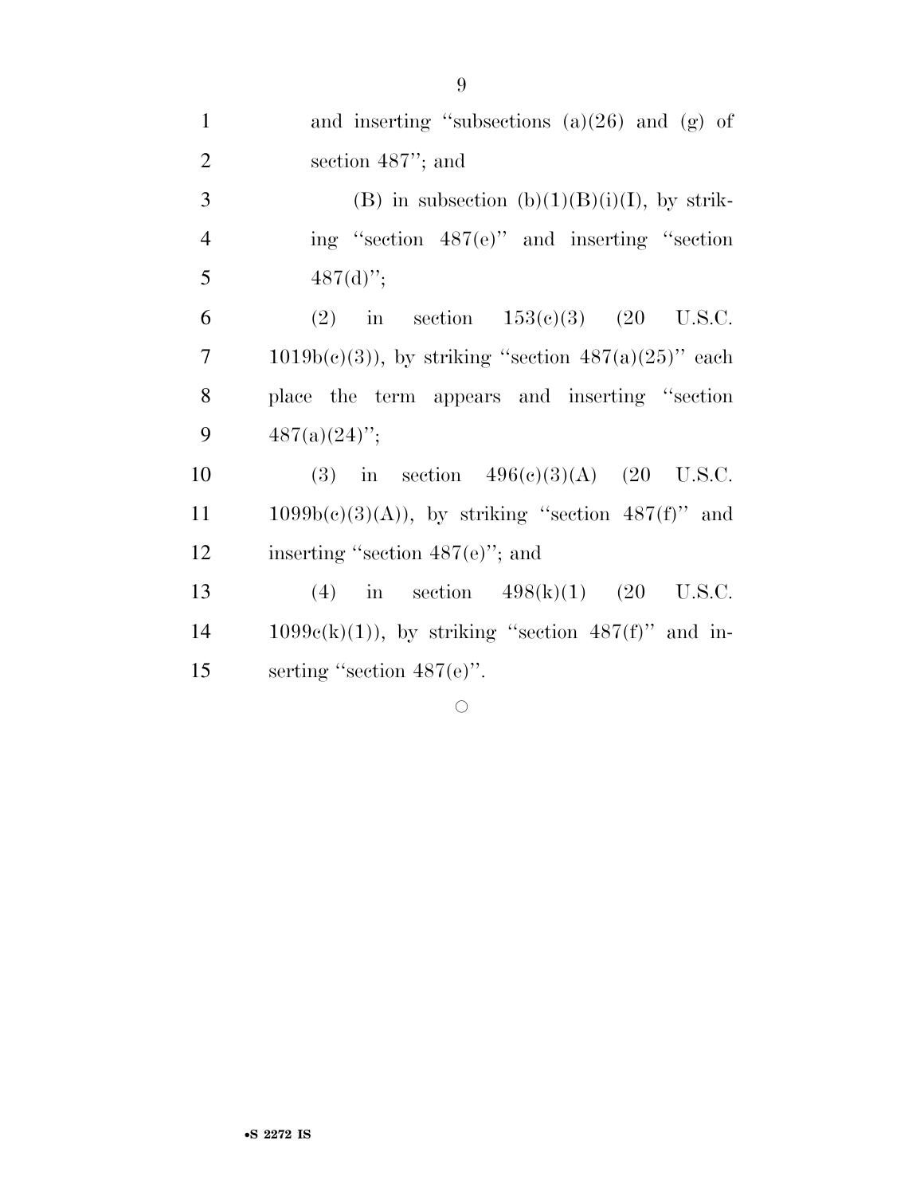and inserting "subsections (a)(26) and (g) of section 487"; and

(B) in subsection (b)(1)(B)(i)(I), by striking "section 487(e)" and inserting "section 487(d)";

(2) in section 153(c)(3) (20 U.S.C. 1019b(c)(3)), by striking "section 487(a)(25)" each place the term appears and inserting "section 487(a)(24)";

(3) in section 496(c)(3)(A) (20 U.S.C. 1099b(c)(3)(A)), by striking "section 487(f)" and inserting "section 487(e)"; and

(4) in section 498(k)(1) (20 U.S.C. 1099c(k)(1)), by striking "section 487(f)" and inserting "section 487(e)".

○